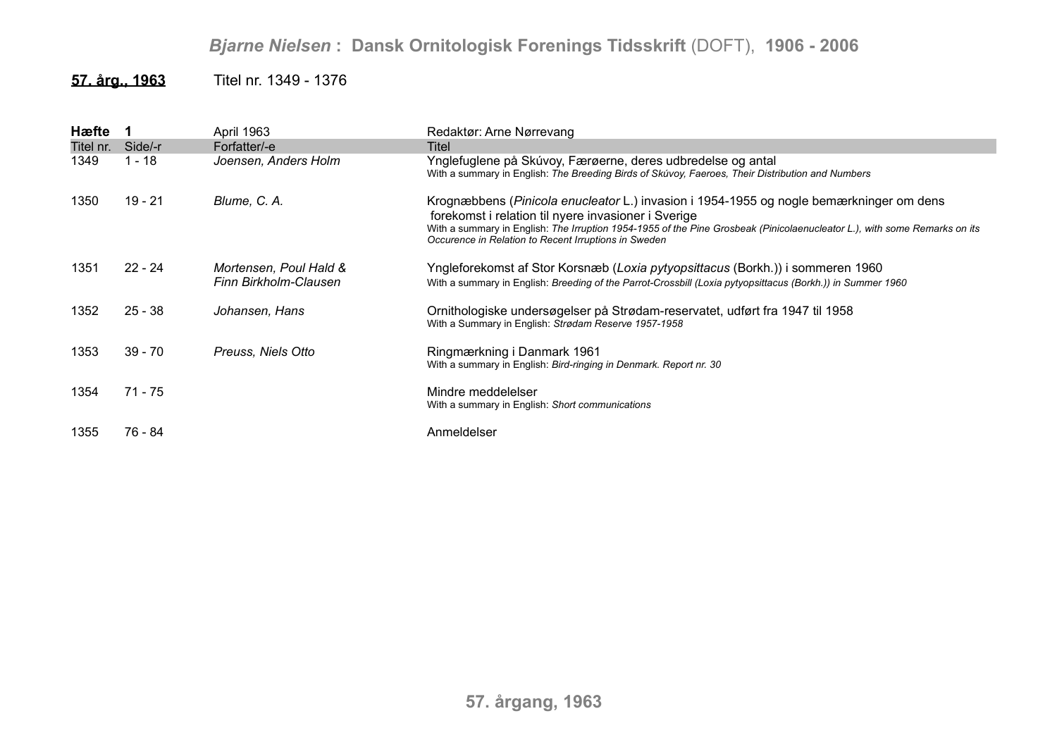# *Bjarne Nielsen* : Dansk Ornitologisk Forenings Tidsskrift (DOFT), 1906 - 2006

**57. årg., 1963** Titel nr. 1349 - 1376

| **Hæfte 1** | | April 1963 | Redaktør: Arne Nørrevang |
|---|---|---|---|
| Titel nr. | Side/-r | Forfatter/-e | Titel |
| 1349 | 1 - 18 | *Joensen, Anders Holm* | Ynglefuglene på Skúvoy, Færøerne, deres udbredelse og antal<br>With a summary in English: *The Breeding Birds of Skúvoy, Faeroes, Their Distribution and Numbers* |
| 1350 | 19 - 21 | *Blume, C. A.* | Krognæbbens (*Pinicola enucleator* L.) invasion i 1954-1955 og nogle bemærkninger om dens forekomst i relation til nyere invasioner i Sverige<br>With a summary in English: *The Irruption 1954-1955 of the Pine Grosbeak (Pinicolaenucleator L.), with some Remarks on its Occurence in Relation to Recent Irruptions in Sweden* |
| 1351 | 22 - 24 | *Mortensen, Poul Hald & Finn Birkholm-Clausen* | Yngleforekomst af Stor Korsnæb (*Loxia pytyopsittacus* (Borkh.)) i sommeren 1960<br>With a summary in English: *Breeding of the Parrot-Crossbill (Loxia pytyopsittacus (Borkh.)) in Summer 1960* |
| 1352 | 25 - 38 | *Johansen, Hans* | Ornithologiske undersøgelser på Strødam-reservatet, udført fra 1947 til 1958<br>With a Summary in English: *Strødam Reserve 1957-1958* |
| 1353 | 39 - 70 | *Preuss, Niels Otto* | Ringmærkning i Danmark 1961<br>With a summary in English: *Bird-ringing in Denmark. Report nr. 30* |
| 1354 | 71 - 75 | | Mindre meddelelser<br>With a summary in English: *Short communications* |
| 1355 | 76 - 84 | | Anmeldelser |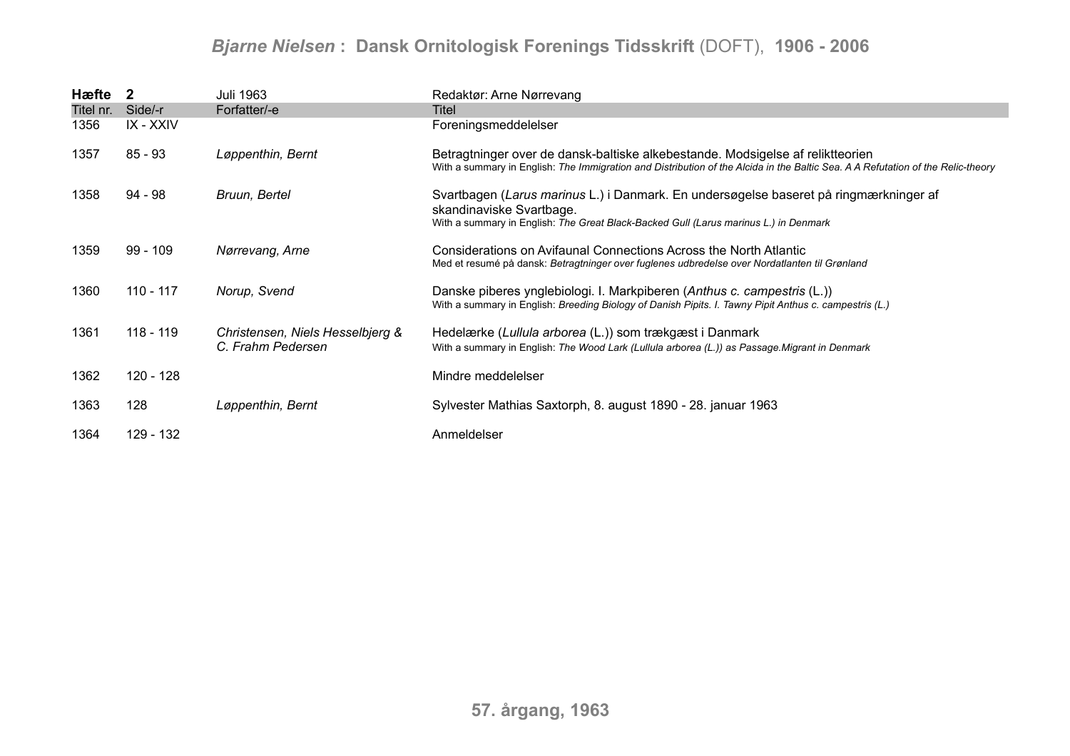| Hæfte 2 | | Juli 1963 | Redaktør: Arne Nørrevang |
|---|---|---|---|
| Titel nr. | Side/-r | Forfatter/-e | Titel |
| 1356 | IX - XXIV | | Foreningsmeddelelser |
| 1357 | 85 - 93 | *Løppenthin, Bernt* | Betragtninger over de dansk-baltiske alkebestande. Modsigelse af reliktteorien<br>With a summary in English: *The Immigration and Distribution of the Alcida in the Baltic Sea. A A Refutation of the Relic-theory* |
| 1358 | 94 - 98 | *Bruun, Bertel* | Svartbagen (*Larus marinus* L.) i Danmark. En undersøgelse baseret på ringmærkninger af skandinaviske Svartbage.<br>With a summary in English: *The Great Black-Backed Gull (Larus marinus L.) in Denmark* |
| 1359 | 99 - 109 | *Nørrevang, Arne* | Considerations on Avifaunal Connections Across the North Atlantic<br>Med et resumé på dansk: *Betragtninger over fuglenes udbredelse over Nordatlanten til Grønland* |
| 1360 | 110 - 117 | *Norup, Svend* | Danske piberes ynglebiologi. I. Markpiberen (*Anthus c. campestris* (L.))<br>With a summary in English: *Breeding Biology of Danish Pipits. I. Tawny Pipit Anthus c. campestris (L.)* |
| 1361 | 118 - 119 | *Christensen, Niels Hesselbjerg & C. Frahm Pedersen* | Hedelærke (*Lullula arborea* (L.)) som trækgæst i Danmark<br>With a summary in English: *The Wood Lark (Lullula arborea (L.)) as Passage.Migrant in Denmark* |
| 1362 | 120 - 128 | | Mindre meddelelser |
| 1363 | 128 | *Løppenthin, Bernt* | Sylvester Mathias Saxtorph, 8. august 1890 - 28. januar 1963 |
| 1364 | 129 - 132 | | Anmeldelser |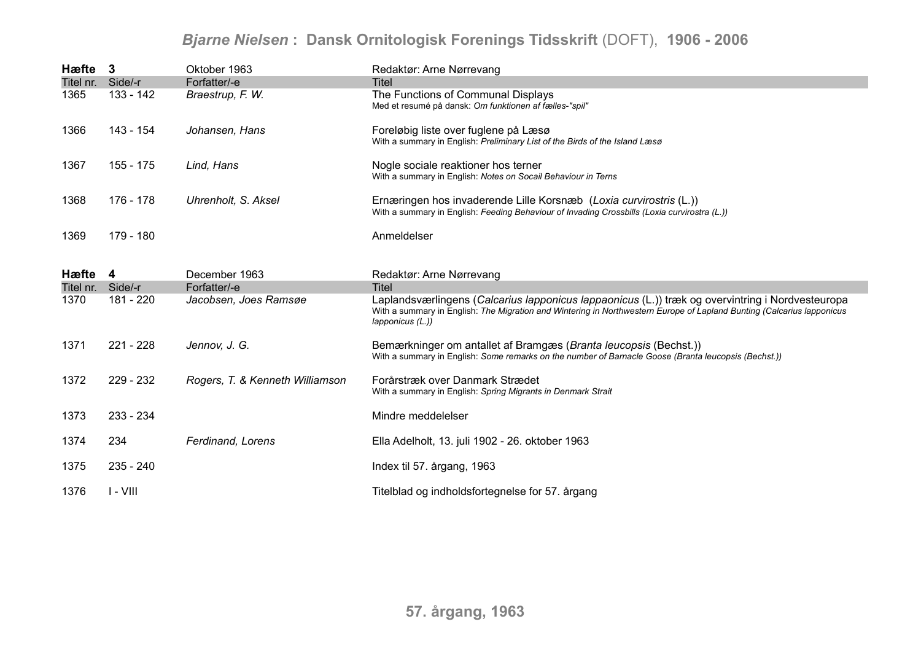**Hæfte 3** — Oktober 1963 — Redaktør: Arne Nørrevang

| Titel nr. | Side/-r | Forfatter/-e | Titel |
|---|---|---|---|
| 1365 | 133 - 142 | *Braestrup, F. W.* | The Functions of Communal Displays<br>Med et resumé på dansk: *Om funktionen af fælles-"spil"* |
| 1366 | 143 - 154 | *Johansen, Hans* | Foreløbig liste over fuglene på Læsø<br>With a summary in English: *Preliminary List of the Birds of the Island Læsø* |
| 1367 | 155 - 175 | *Lind, Hans* | Nogle sociale reaktioner hos terner<br>With a summary in English: *Notes on Socail Behaviour in Terns* |
| 1368 | 176 - 178 | *Uhrenholt, S. Aksel* | Ernæringen hos invaderende Lille Korsnæb (*Loxia curvirostris* (L.))<br>With a summary in English: *Feeding Behaviour of Invading Crossbills (Loxia curvirostra (L.))* |
| 1369 | 179 - 180 | | Anmeldelser |

**Hæfte 4** — December 1963 — Redaktør: Arne Nørrevang

| Titel nr. | Side/-r | Forfatter/-e | Titel |
|---|---|---|---|
| 1370 | 181 - 220 | *Jacobsen, Joes Ramsøe* | Laplandsværlingens (*Calcarius lapponicus lappaonicus* (L.)) træk og overvintring i Nordvesteuropa<br>With a summary in English: *The Migration and Wintering in Northwestern Europe of Lapland Bunting (Calcarius lapponicus lapponicus (L.))* |
| 1371 | 221 - 228 | *Jennov, J. G.* | Bemærkninger om antallet af Bramgæs (*Branta leucopsis* (Bechst.))<br>With a summary in English: *Some remarks on the number of Barnacle Goose (Branta leucopsis (Bechst.))* |
| 1372 | 229 - 232 | *Rogers, T. & Kenneth Williamson* | Forårstræk over Danmark Strædet<br>With a summary in English: *Spring Migrants in Denmark Strait* |
| 1373 | 233 - 234 | | Mindre meddelelser |
| 1374 | 234 | *Ferdinand, Lorens* | Ella Adelholt, 13. juli 1902 - 26. oktober 1963 |
| 1375 | 235 - 240 | | Index til 57. årgang, 1963 |
| 1376 | I - VIII | | Titelblad og indholdsfortegnelse for 57. årgang |

**57. årgang, 1963**